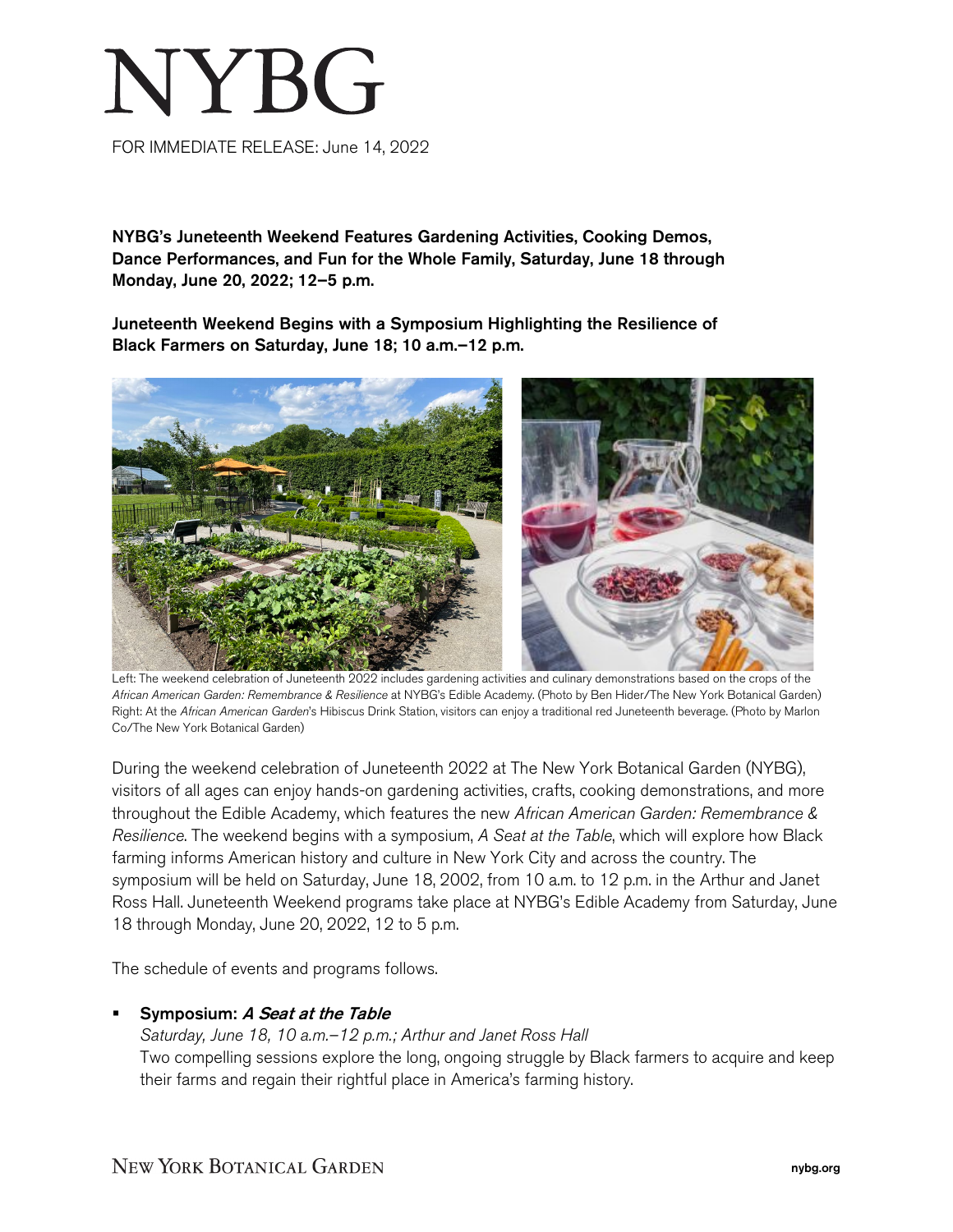# NYBG

FOR IMMEDIATE RELEASE: June 14, 2022

**NYBG's Juneteenth Weekend Features Gardening Activities, Cooking Demos, Dance Performances, and Fun for the Whole Family, Saturday, June 18 through Monday, June 20, 2022; 12–5 p.m.**

**Juneteenth Weekend Begins with a Symposium Highlighting the Resilience of Black Farmers on Saturday, June 18; 10 a.m.–12 p.m.**

Left: The weekend celebration of Juneteenth 2022 includes gardening activities and culinary demonstrations based on the crops of the *African American Garden: Remembrance & Resilience* at NYBG's Edible Academy. (Photo by Ben Hider/The New York Botanical Garden) Right: At the *African American Garden*'s Hibiscus Drink Station, visitors can enjoy a traditional red Juneteenth beverage. (Photo by Marlon Co/The New York Botanical Garden)

During the weekend celebration of Juneteenth 2022 at The New York Botanical Garden (NYBG), visitors of all ages can enjoy hands-on gardening activities, crafts, cooking demonstrations, and more throughout the Edible Academy, which features the new *African American Garden: Remembrance & Resilience*. The weekend begins with a symposium, *A Seat at the Table*, which will explore how Black farming informs American history and culture in New York City and across the country. The symposium will be held on Saturday, June 18, 2002, from 10 a.m. to 12 p.m. in the Arthur and Janet Ross Hall. Juneteenth Weekend programs take place at NYBG's Edible Academy from Saturday, June 18 through Monday, June 20, 2022, 12 to 5 p.m.

The schedule of events and programs follows.

- **Symposium: *A Seat at the Table***
  *Saturday, June 18, 10 a.m.–12 p.m.; Arthur and Janet Ross Hall*
  Two compelling sessions explore the long, ongoing struggle by Black farmers to acquire and keep their farms and regain their rightful place in America's farming history.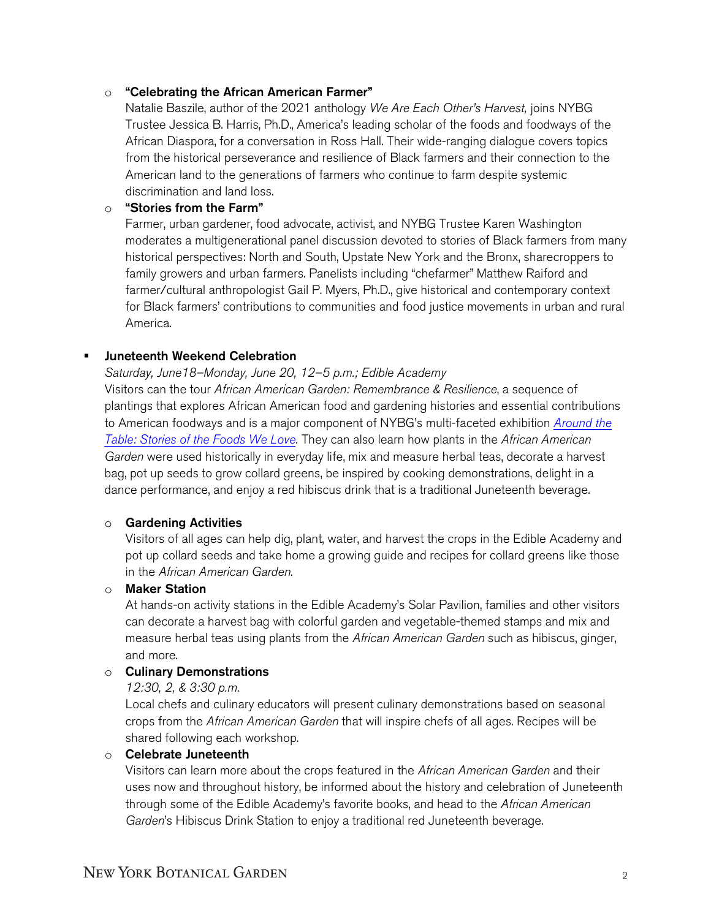- **"Celebrating the African American Farmer"**
  Natalie Baszile, author of the 2021 anthology *We Are Each Other's Harvest,* joins NYBG Trustee Jessica B. Harris, Ph.D., America's leading scholar of the foods and foodways of the African Diaspora, for a conversation in Ross Hall. Their wide-ranging dialogue covers topics from the historical perseverance and resilience of Black farmers and their connection to the American land to the generations of farmers who continue to farm despite systemic discrimination and land loss.
- **"Stories from the Farm"**
  Farmer, urban gardener, food advocate, activist, and NYBG Trustee Karen Washington moderates a multigenerational panel discussion devoted to stories of Black farmers from many historical perspectives: North and South, Upstate New York and the Bronx, sharecroppers to family growers and urban farmers. Panelists including "chefarmer" Matthew Raiford and farmer/cultural anthropologist Gail P. Myers, Ph.D., give historical and contemporary context for Black farmers' contributions to communities and food justice movements in urban and rural America.

- **Juneteenth Weekend Celebration**
  *Saturday, June18–Monday, June 20, 12–5 p.m.; Edible Academy*
  Visitors can the tour *African American Garden: Remembrance & Resilience*, a sequence of plantings that explores African American food and gardening histories and essential contributions to American foodways and is a major component of NYBG's multi-faceted exhibition *Around the Table: Stories of the Foods We Love.* They can also learn how plants in the *African American Garden* were used historically in everyday life, mix and measure herbal teas, decorate a harvest bag, pot up seeds to grow collard greens, be inspired by cooking demonstrations, delight in a dance performance, and enjoy a red hibiscus drink that is a traditional Juneteenth beverage.

  - **Gardening Activities**
    Visitors of all ages can help dig, plant, water, and harvest the crops in the Edible Academy and pot up collard seeds and take home a growing guide and recipes for collard greens like those in the *African American Garden.*
  - **Maker Station**
    At hands-on activity stations in the Edible Academy's Solar Pavilion, families and other visitors can decorate a harvest bag with colorful garden and vegetable-themed stamps and mix and measure herbal teas using plants from the *African American Garden* such as hibiscus, ginger, and more.
  - **Culinary Demonstrations**
    *12:30, 2, & 3:30 p.m.*
    Local chefs and culinary educators will present culinary demonstrations based on seasonal crops from the *African American Garden* that will inspire chefs of all ages. Recipes will be shared following each workshop.
  - **Celebrate Juneteenth**
    Visitors can learn more about the crops featured in the *African American Garden* and their uses now and throughout history, be informed about the history and celebration of Juneteenth through some of the Edible Academy's favorite books, and head to the *African American Garden*'s Hibiscus Drink Station to enjoy a traditional red Juneteenth beverage.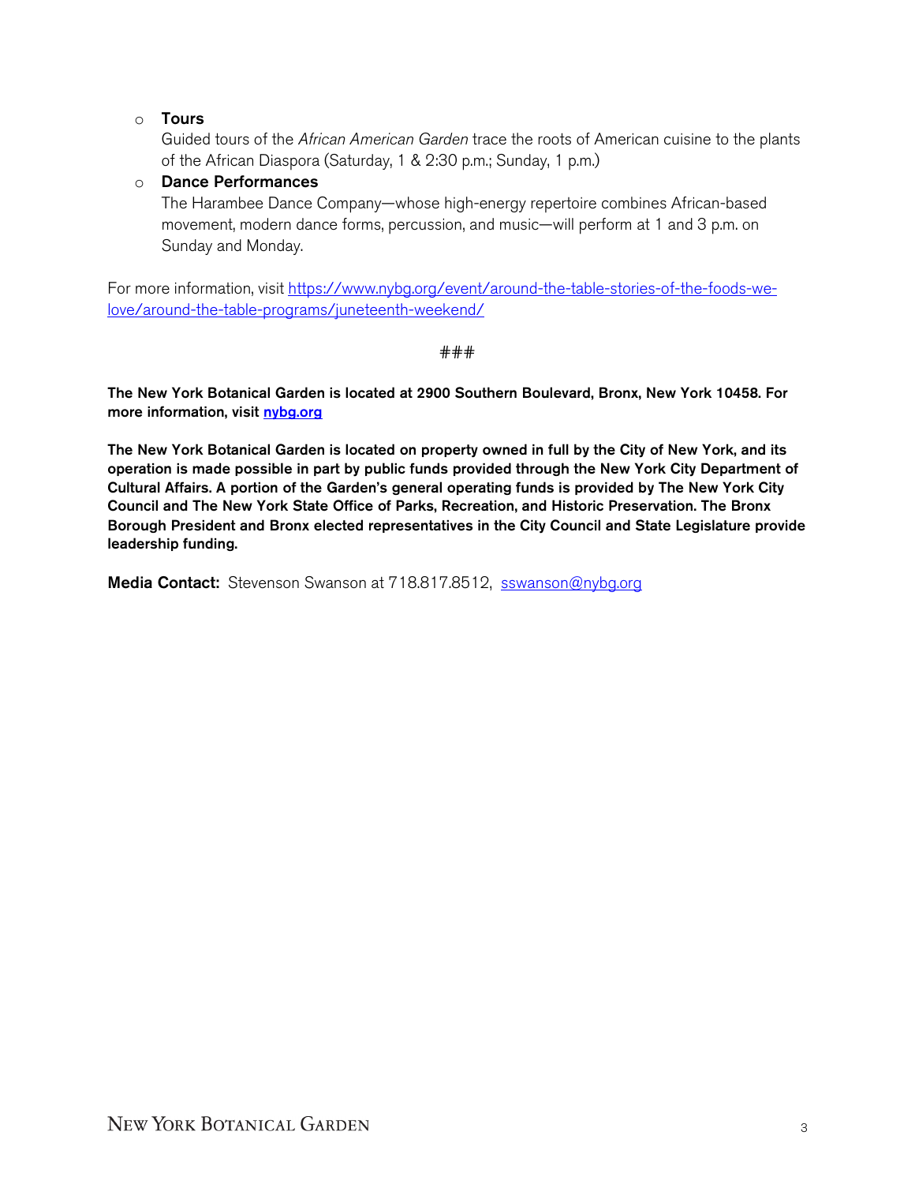- **Tours**
  Guided tours of the *African American Garden* trace the roots of American cuisine to the plants of the African Diaspora (Saturday, 1 & 2:30 p.m.; Sunday, 1 p.m.)
- **Dance Performances**
  The Harambee Dance Company—whose high-energy repertoire combines African-based movement, modern dance forms, percussion, and music—will perform at 1 and 3 p.m. on Sunday and Monday.

For more information, visit [https://www.nybg.org/event/around-the-table-stories-of-the-foods-we-love/around-the-table-programs/juneteenth-weekend/](https://www.nybg.org/event/around-the-table-stories-of-the-foods-we-love/around-the-table-programs/juneteenth-weekend/)

###

**The New York Botanical Garden is located at 2900 Southern Boulevard, Bronx, New York 10458. For more information, visit [nybg.org](https://nybg.org)**

**The New York Botanical Garden is located on property owned in full by the City of New York, and its operation is made possible in part by public funds provided through the New York City Department of Cultural Affairs. A portion of the Garden's general operating funds is provided by The New York City Council and The New York State Office of Parks, Recreation, and Historic Preservation. The Bronx Borough President and Bronx elected representatives in the City Council and State Legislature provide leadership funding.**

**Media Contact:** Stevenson Swanson at 718.817.8512, [sswanson@nybg.org](mailto:sswanson@nybg.org)